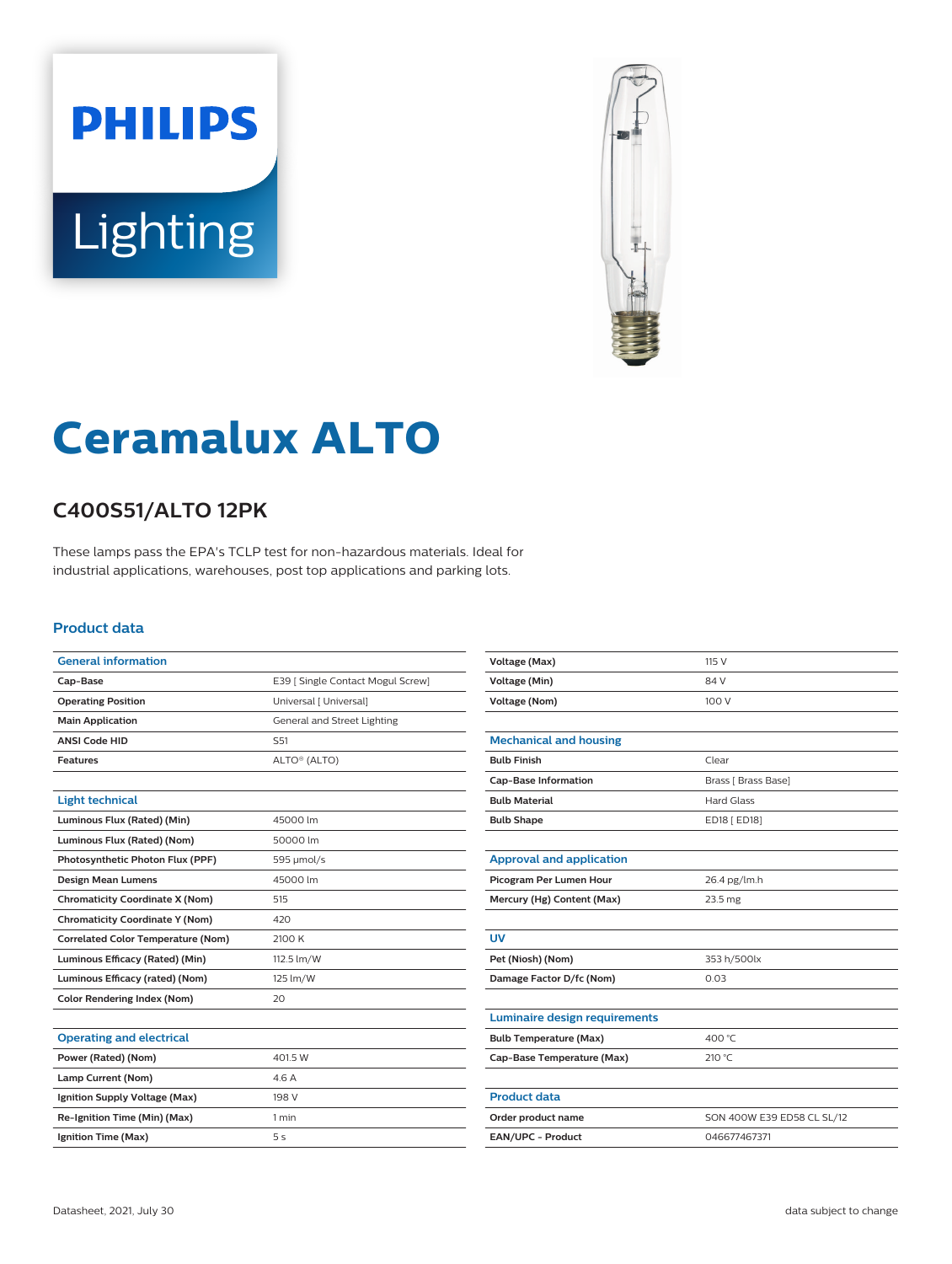PHILIPS

Lighting

# Ceramalux ALTO

## C400S51/ALTO 12PK

These lamps pass the EPA's TCLP test for non-hazardous materials. Ideal for industrial applications, warehouses, post top applications and parking lots.

### Product data

| General information | |
|---|---|
| Cap-Base | E39 [ Single Contact Mogul Screw] |
| Operating Position | Universal [ Universal] |
| Main Application | General and Street Lighting |
| ANSI Code HID | S51 |
| Features | ALTO® (ALTO) |

| Light technical | |
|---|---|
| Luminous Flux (Rated) (Min) | 45000 lm |
| Luminous Flux (Rated) (Nom) | 50000 lm |
| Photosynthetic Photon Flux (PPF) | 595 μmol/s |
| Design Mean Lumens | 45000 lm |
| Chromaticity Coordinate X (Nom) | 515 |
| Chromaticity Coordinate Y (Nom) | 420 |
| Correlated Color Temperature (Nom) | 2100 K |
| Luminous Efficacy (Rated) (Min) | 112.5 lm/W |
| Luminous Efficacy (rated) (Nom) | 125 lm/W |
| Color Rendering Index (Nom) | 20 |

| Operating and electrical | |
|---|---|
| Power (Rated) (Nom) | 401.5 W |
| Lamp Current (Nom) | 4.6 A |
| Ignition Supply Voltage (Max) | 198 V |
| Re-Ignition Time (Min) (Max) | 1 min |
| Ignition Time (Max) | 5 s |
| Voltage (Max) | 115 V |
| Voltage (Min) | 84 V |
| Voltage (Nom) | 100 V |

| Mechanical and housing | |
|---|---|
| Bulb Finish | Clear |
| Cap-Base Information | Brass [ Brass Base] |
| Bulb Material | Hard Glass |
| Bulb Shape | ED18 [ ED18] |

| Approval and application | |
|---|---|
| Picogram Per Lumen Hour | 26.4 pg/lm.h |
| Mercury (Hg) Content (Max) | 23.5 mg |

| UV | |
|---|---|
| Pet (Niosh) (Nom) | 353 h/500lx |
| Damage Factor D/fc (Nom) | 0.03 |

| Luminaire design requirements | |
|---|---|
| Bulb Temperature (Max) | 400 °C |
| Cap-Base Temperature (Max) | 210 °C |

| Product data | |
|---|---|
| Order product name | SON 400W E39 ED58 CL SL/12 |
| EAN/UPC - Product | 046677467371 |

Datasheet, 2021, July 30

data subject to change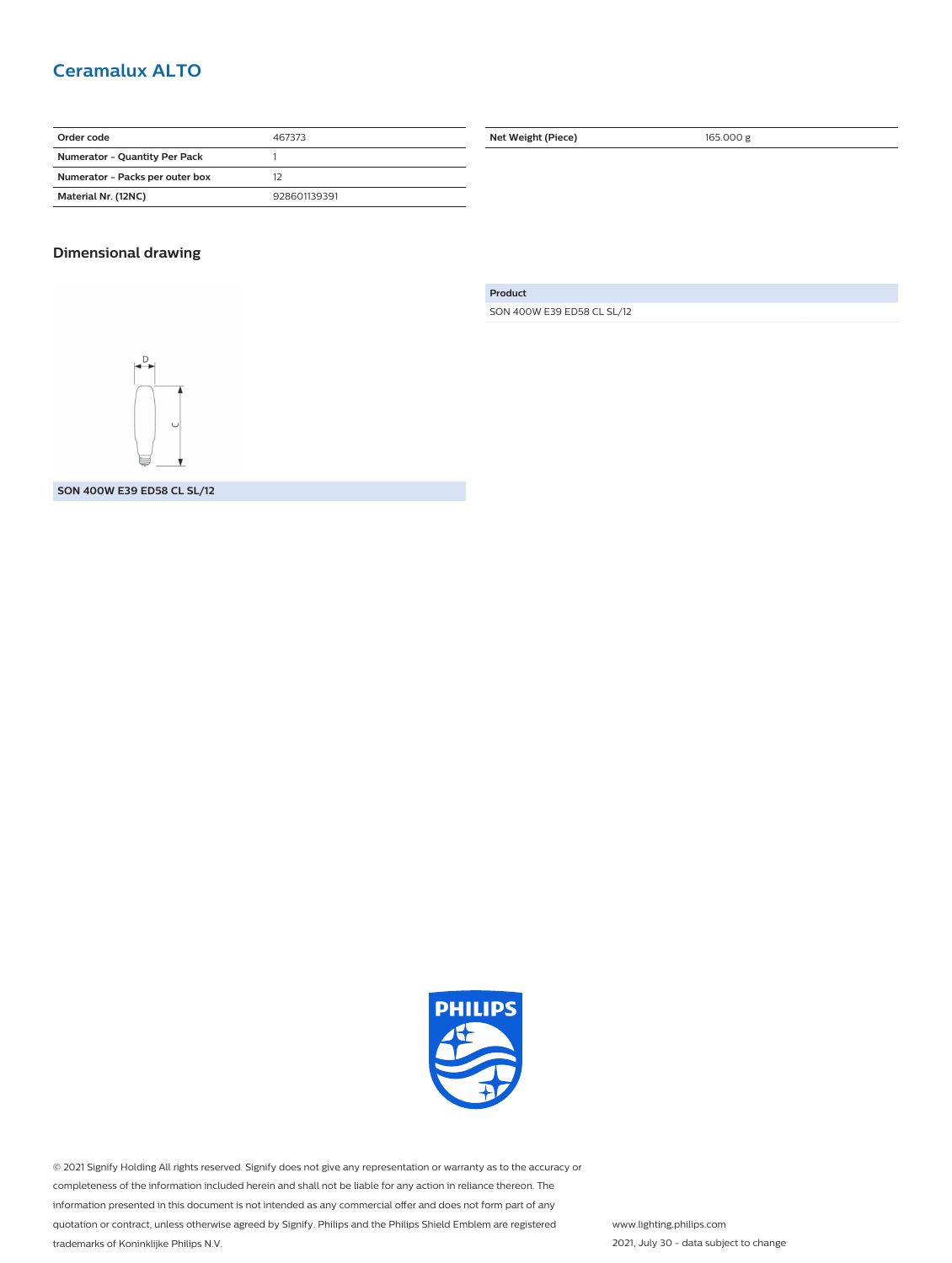## Ceramalux ALTO

| | |
|---|---|
| **Order code** | 467373 |
| **Numerator - Quantity Per Pack** | 1 |
| **Numerator - Packs per outer box** | 12 |
| **Material Nr. (12NC)** | 928601139391 |

| | |
|---|---|
| **Net Weight (Piece)** | 165.000 g |

### Dimensional drawing

D

C

**SON 400W E39 ED58 CL SL/12**

| **Product** |
|---|
| SON 400W E39 ED58 CL SL/12 |

© 2021 Signify Holding All rights reserved. Signify does not give any representation or warranty as to the accuracy or completeness of the information included herein and shall not be liable for any action in reliance thereon. The information presented in this document is not intended as any commercial offer and does not form part of any quotation or contract, unless otherwise agreed by Signify. Philips and the Philips Shield Emblem are registered trademarks of Koninklijke Philips N.V.

www.lighting.philips.com

2021, July 30 - data subject to change